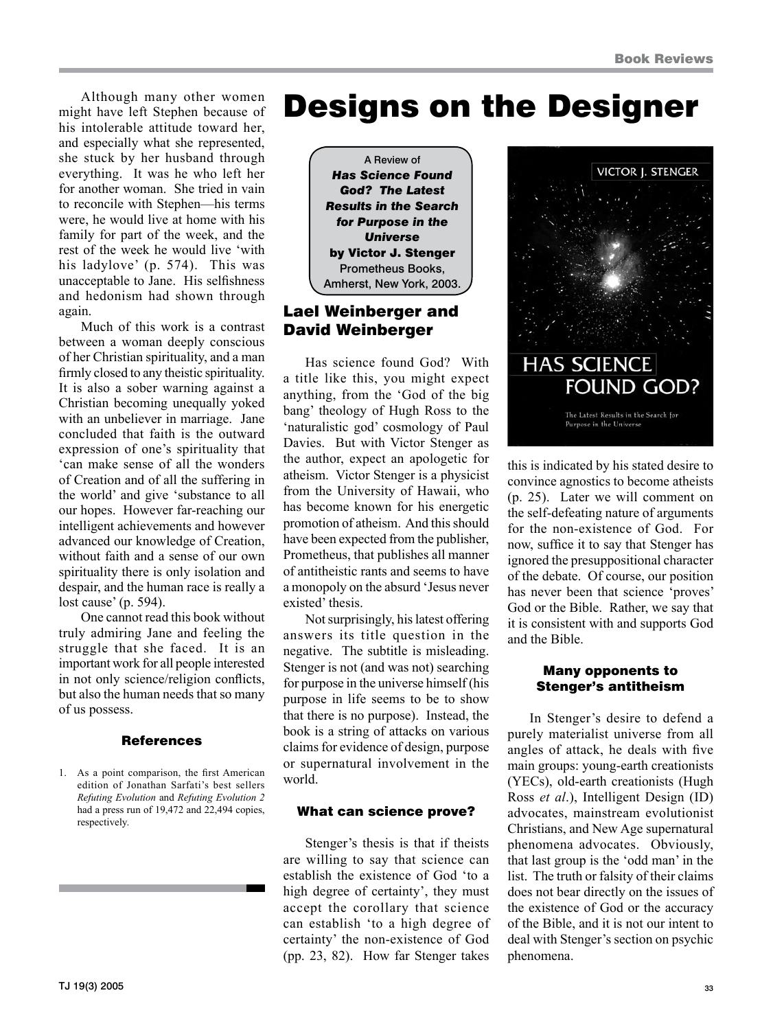Although many other women might have left Stephen because of his intolerable attitude toward her, and especially what she represented, she stuck by her husband through everything. It was he who left her for another woman. She tried in vain to reconcile with Stephen—his terms were, he would live at home with his family for part of the week, and the rest of the week he would live 'with his ladylove' (p. 574). This was unacceptable to Jane. His selfishness and hedonism had shown through again.

Much of this work is a contrast between a woman deeply conscious of her Christian spirituality, and a man firmly closed to any theistic spirituality. It is also a sober warning against a Christian becoming unequally yoked with an unbeliever in marriage. Jane concluded that faith is the outward expression of one's spirituality that 'can make sense of all the wonders of Creation and of all the suffering in the world' and give 'substance to all our hopes. However far-reaching our intelligent achievements and however advanced our knowledge of Creation, without faith and a sense of our own spirituality there is only isolation and despair, and the human race is really a lost cause' (p. 594).

One cannot read this book without truly admiring Jane and feeling the struggle that she faced. It is an important work for all people interested in not only science/religion conflicts, but also the human needs that so many of us possess.

### References

1. As a point comparison, the first American edition of Jonathan Sarfati's best sellers *Refuting Evolution* and *Refuting Evolution 2* had a press run of 19,472 and 22,494 copies, respectively.

# Designs on the Designer

A Review of
***Has Science Found God? The Latest Results in the Search for Purpose in the Universe***
**by Victor J. Stenger**
Prometheus Books, Amherst, New York, 2003.

## Lael Weinberger and David Weinberger

Has science found God? With a title like this, you might expect anything, from the 'God of the big bang' theology of Hugh Ross to the 'naturalistic god' cosmology of Paul Davies. But with Victor Stenger as the author, expect an apologetic for atheism. Victor Stenger is a physicist from the University of Hawaii, who has become known for his energetic promotion of atheism. And this should have been expected from the publisher, Prometheus, that publishes all manner of antitheistic rants and seems to have a monopoly on the absurd 'Jesus never existed' thesis.

Not surprisingly, his latest offering answers its title question in the negative. The subtitle is misleading. Stenger is not (and was not) searching for purpose in the universe himself (his purpose in life seems to be to show that there is no purpose). Instead, the book is a string of attacks on various claims for evidence of design, purpose or supernatural involvement in the world.

### What can science prove?

Stenger's thesis is that if theists are willing to say that science can establish the existence of God 'to a high degree of certainty', they must accept the corollary that science can establish 'to a high degree of certainty' the non-existence of God (pp. 23, 82). How far Stenger takes this is indicated by his stated desire to convince agnostics to become atheists (p. 25). Later we will comment on the self-defeating nature of arguments for the non-existence of God. For now, suffice it to say that Stenger has ignored the presuppositional character of the debate. Of course, our position has never been that science 'proves' God or the Bible. Rather, we say that it is consistent with and supports God and the Bible.

### Many opponents to Stenger's antitheism

In Stenger's desire to defend a purely materialist universe from all angles of attack, he deals with five main groups: young-earth creationists (YECs), old-earth creationists (Hugh Ross *et al*.), Intelligent Design (ID) advocates, mainstream evolutionist Christians, and New Age supernatural phenomena advocates. Obviously, that last group is the 'odd man' in the list. The truth or falsity of their claims does not bear directly on the issues of the existence of God or the accuracy of the Bible, and it is not our intent to deal with Stenger's section on psychic phenomena.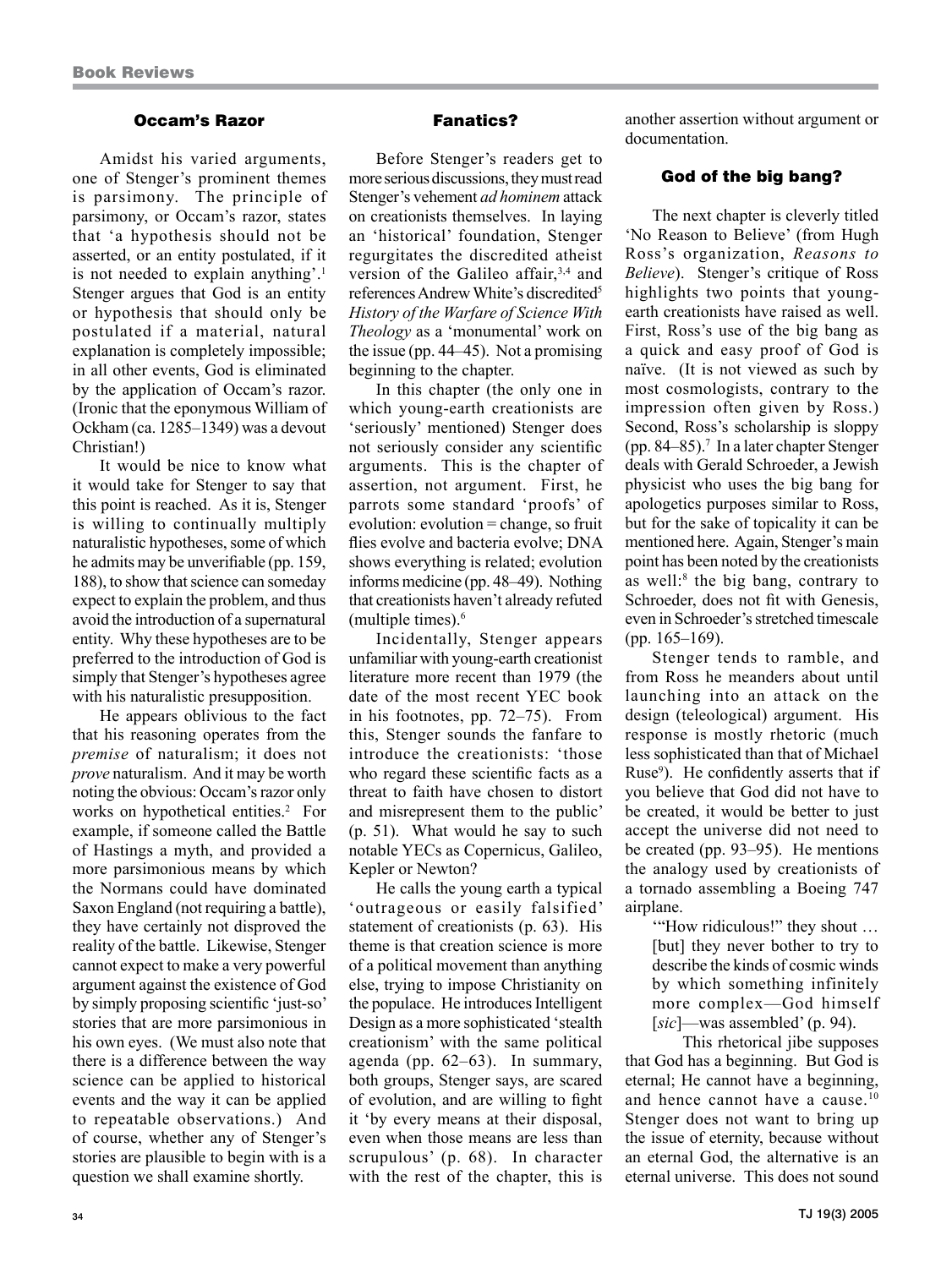### Occam's Razor

Amidst his varied arguments, one of Stenger's prominent themes is parsimony. The principle of parsimony, or Occam's razor, states that 'a hypothesis should not be asserted, or an entity postulated, if it is not needed to explain anything'.[1] Stenger argues that God is an entity or hypothesis that should only be postulated if a material, natural explanation is completely impossible; in all other events, God is eliminated by the application of Occam's razor. (Ironic that the eponymous William of Ockham (ca. 1285–1349) was a devout Christian!)

It would be nice to know what it would take for Stenger to say that this point is reached. As it is, Stenger is willing to continually multiply naturalistic hypotheses, some of which he admits may be unverifiable (pp. 159, 188), to show that science can someday expect to explain the problem, and thus avoid the introduction of a supernatural entity. Why these hypotheses are to be preferred to the introduction of God is simply that Stenger's hypotheses agree with his naturalistic presupposition.

He appears oblivious to the fact that his reasoning operates from the *premise* of naturalism; it does not *prove* naturalism. And it may be worth noting the obvious: Occam's razor only works on hypothetical entities.[2] For example, if someone called the Battle of Hastings a myth, and provided a more parsimonious means by which the Normans could have dominated Saxon England (not requiring a battle), they have certainly not disproved the reality of the battle. Likewise, Stenger cannot expect to make a very powerful argument against the existence of God by simply proposing scientific 'just-so' stories that are more parsimonious in his own eyes. (We must also note that there is a difference between the way science can be applied to historical events and the way it can be applied to repeatable observations.) And of course, whether any of Stenger's stories are plausible to begin with is a question we shall examine shortly.

### Fanatics?

Before Stenger's readers get to more serious discussions, they must read Stenger's vehement *ad hominem* attack on creationists themselves. In laying an 'historical' foundation, Stenger regurgitates the discredited atheist version of the Galileo affair,[3,4] and references Andrew White's discredited[5] *History of the Warfare of Science With Theology* as a 'monumental' work on the issue (pp. 44–45). Not a promising beginning to the chapter.

In this chapter (the only one in which young-earth creationists are 'seriously' mentioned) Stenger does not seriously consider any scientific arguments. This is the chapter of assertion, not argument. First, he parrots some standard 'proofs' of evolution: evolution = change, so fruit flies evolve and bacteria evolve; DNA shows everything is related; evolution informs medicine (pp. 48–49). Nothing that creationists haven't already refuted (multiple times).[6]

Incidentally, Stenger appears unfamiliar with young-earth creationist literature more recent than 1979 (the date of the most recent YEC book in his footnotes, pp. 72–75). From this, Stenger sounds the fanfare to introduce the creationists: 'those who regard these scientific facts as a threat to faith have chosen to distort and misrepresent them to the public' (p. 51). What would he say to such notable YECs as Copernicus, Galileo, Kepler or Newton?

He calls the young earth a typical 'outrageous or easily falsified' statement of creationists (p. 63). His theme is that creation science is more of a political movement than anything else, trying to impose Christianity on the populace. He introduces Intelligent Design as a more sophisticated 'stealth creationism' with the same political agenda (pp. 62–63). In summary, both groups, Stenger says, are scared of evolution, and are willing to fight it 'by every means at their disposal, even when those means are less than scrupulous' (p. 68). In character with the rest of the chapter, this is another assertion without argument or documentation.

### God of the big bang?

The next chapter is cleverly titled 'No Reason to Believe' (from Hugh Ross's organization, *Reasons to Believe*). Stenger's critique of Ross highlights two points that young-earth creationists have raised as well. First, Ross's use of the big bang as a quick and easy proof of God is naïve. (It is not viewed as such by most cosmologists, contrary to the impression often given by Ross.) Second, Ross's scholarship is sloppy (pp. 84–85).[7] In a later chapter Stenger deals with Gerald Schroeder, a Jewish physicist who uses the big bang for apologetics purposes similar to Ross, but for the sake of topicality it can be mentioned here. Again, Stenger's main point has been noted by the creationists as well:[8] the big bang, contrary to Schroeder, does not fit with Genesis, even in Schroeder's stretched timescale (pp. 165–169).

Stenger tends to ramble, and from Ross he meanders about until launching into an attack on the design (teleological) argument. His response is mostly rhetoric (much less sophisticated than that of Michael Ruse[9]). He confidently asserts that if you believe that God did not have to be created, it would be better to just accept the universe did not need to be created (pp. 93–95). He mentions the analogy used by creationists of a tornado assembling a Boeing 747 airplane.

> '"How ridiculous!" they shout … [but] they never bother to try to describe the kinds of cosmic winds by which something infinitely more complex—God himself [*sic*]—was assembled' (p. 94).

This rhetorical jibe supposes that God has a beginning. But God is eternal; He cannot have a beginning, and hence cannot have a cause.[10] Stenger does not want to bring up the issue of eternity, because without an eternal God, the alternative is an eternal universe. This does not sound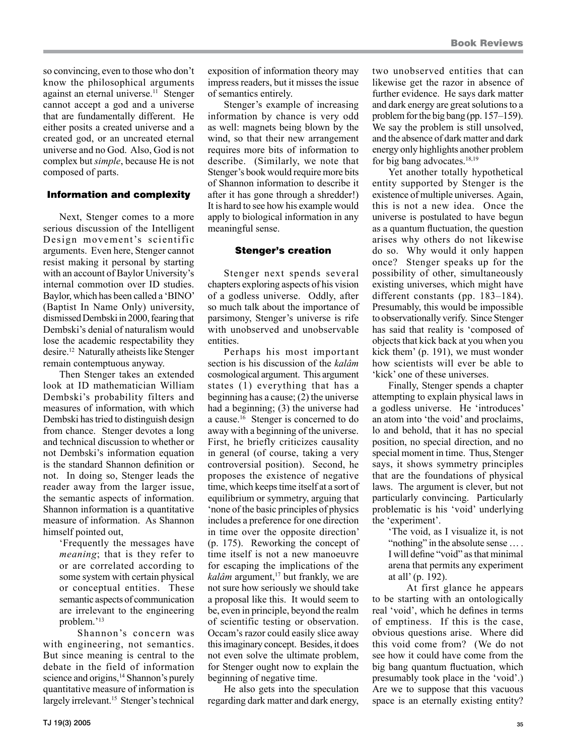so convincing, even to those who don't know the philosophical arguments against an eternal universe.[11] Stenger cannot accept a god and a universe that are fundamentally different. He either posits a created universe and a created god, or an uncreated eternal universe and no God. Also, God is not complex but *simple*, because He is not composed of parts.

### Information and complexity

Next, Stenger comes to a more serious discussion of the Intelligent Design movement's scientific arguments. Even here, Stenger cannot resist making it personal by starting with an account of Baylor University's internal commotion over ID studies. Baylor, which has been called a 'BINO' (Baptist In Name Only) university, dismissed Dembski in 2000, fearing that Dembski's denial of naturalism would lose the academic respectability they desire.[12] Naturally atheists like Stenger remain contemptuous anyway.

Then Stenger takes an extended look at ID mathematician William Dembski's probability filters and measures of information, with which Dembski has tried to distinguish design from chance. Stenger devotes a long and technical discussion to whether or not Dembski's information equation is the standard Shannon definition or not. In doing so, Stenger leads the reader away from the larger issue, the semantic aspects of information. Shannon information is a quantitative measure of information. As Shannon himself pointed out,

> 'Frequently the messages have *meaning*; that is they refer to or are correlated according to some system with certain physical or conceptual entities. These semantic aspects of communication are irrelevant to the engineering problem.'[13]

Shannon's concern was with engineering, not semantics. But since meaning is central to the debate in the field of information science and origins,[14] Shannon's purely quantitative measure of information is largely irrelevant.[15] Stenger's technical exposition of information theory may impress readers, but it misses the issue of semantics entirely.

Stenger's example of increasing information by chance is very odd as well: magnets being blown by the wind, so that their new arrangement requires more bits of information to describe. (Similarly, we note that Stenger's book would require more bits of Shannon information to describe it after it has gone through a shredder!) It is hard to see how his example would apply to biological information in any meaningful sense.

### Stenger's creation

Stenger next spends several chapters exploring aspects of his vision of a godless universe. Oddly, after so much talk about the importance of parsimony, Stenger's universe is rife with unobserved and unobservable entities.

Perhaps his most important section is his discussion of the *kalâm* cosmological argument. This argument states (1) everything that has a beginning has a cause; (2) the universe had a beginning; (3) the universe had a cause.[16] Stenger is concerned to do away with a beginning of the universe. First, he briefly criticizes causality in general (of course, taking a very controversial position). Second, he proposes the existence of negative time, which keeps time itself at a sort of equilibrium or symmetry, arguing that 'none of the basic principles of physics includes a preference for one direction in time over the opposite direction' (p. 175). Reworking the concept of time itself is not a new manoeuvre for escaping the implications of the *kalâm* argument,[17] but frankly, we are not sure how seriously we should take a proposal like this. It would seem to be, even in principle, beyond the realm of scientific testing or observation. Occam's razor could easily slice away this imaginary concept. Besides, it does not even solve the ultimate problem, for Stenger ought now to explain the beginning of negative time.

He also gets into the speculation regarding dark matter and dark energy, two unobserved entities that can likewise get the razor in absence of further evidence. He says dark matter and dark energy are great solutions to a problem for the big bang (pp. 157–159). We say the problem is still unsolved, and the absence of dark matter and dark energy only highlights another problem for big bang advocates.[18,19]

Yet another totally hypothetical entity supported by Stenger is the existence of multiple universes. Again, this is not a new idea. Once the universe is postulated to have begun as a quantum fluctuation, the question arises why others do not likewise do so. Why would it only happen once? Stenger speaks up for the possibility of other, simultaneously existing universes, which might have different constants (pp. 183–184). Presumably, this would be impossible to observationally verify. Since Stenger has said that reality is 'composed of objects that kick back at you when you kick them' (p. 191), we must wonder how scientists will ever be able to 'kick' one of these universes.

Finally, Stenger spends a chapter attempting to explain physical laws in a godless universe. He 'introduces' an atom into 'the void' and proclaims, lo and behold, that it has no special position, no special direction, and no special moment in time. Thus, Stenger says, it shows symmetry principles that are the foundations of physical laws. The argument is clever, but not particularly convincing. Particularly problematic is his 'void' underlying the 'experiment'.

> 'The void, as I visualize it, is not "nothing" in the absolute sense … . I will define "void" as that minimal arena that permits any experiment at all' (p. 192).

At first glance he appears to be starting with an ontologically real 'void', which he defines in terms of emptiness. If this is the case, obvious questions arise. Where did this void come from? (We do not see how it could have come from the big bang quantum fluctuation, which presumably took place in the 'void'.) Are we to suppose that this vacuous space is an eternally existing entity?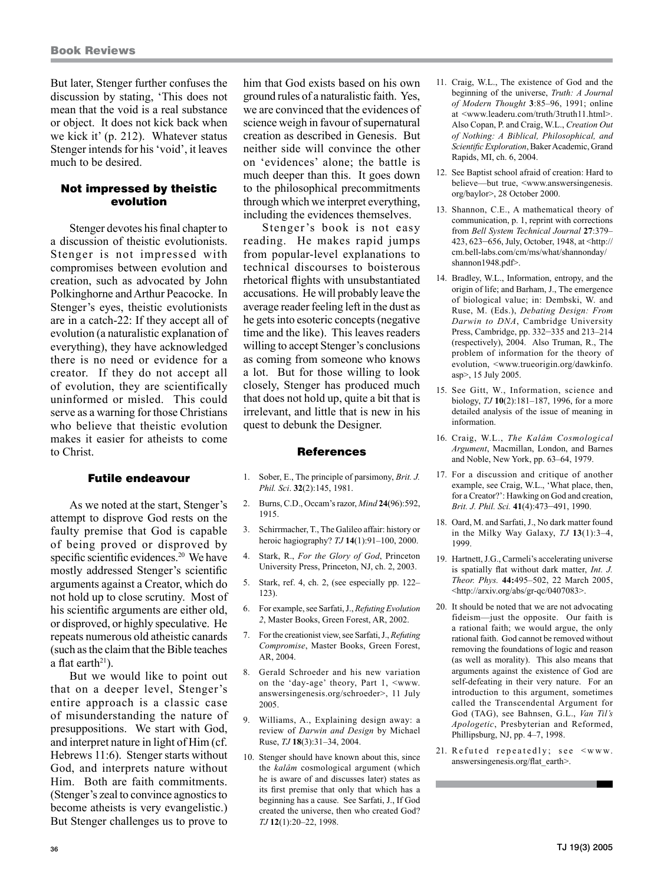But later, Stenger further confuses the discussion by stating, 'This does not mean that the void is a real substance or object. It does not kick back when we kick it' (p. 212). Whatever status Stenger intends for his 'void', it leaves much to be desired.

## Not impressed by theistic evolution

Stenger devotes his final chapter to a discussion of theistic evolutionists. Stenger is not impressed with compromises between evolution and creation, such as advocated by John Polkinghorne and Arthur Peacocke. In Stenger's eyes, theistic evolutionists are in a catch-22: If they accept all of evolution (a naturalistic explanation of everything), they have acknowledged there is no need or evidence for a creator. If they do not accept all of evolution, they are scientifically uninformed or misled. This could serve as a warning for those Christians who believe that theistic evolution makes it easier for atheists to come to Christ.

## Futile endeavour

As we noted at the start, Stenger's attempt to disprove God rests on the faulty premise that God is capable of being proved or disproved by specific scientific evidences.[20] We have mostly addressed Stenger's scientific arguments against a Creator, which do not hold up to close scrutiny. Most of his scientific arguments are either old, or disproved, or highly speculative. He repeats numerous old atheistic canards (such as the claim that the Bible teaches a flat earth[21]).

But we would like to point out that on a deeper level, Stenger's entire approach is a classic case of misunderstanding the nature of presuppositions. We start with God, and interpret nature in light of Him (cf. Hebrews 11:6). Stenger starts without God, and interprets nature without Him. Both are faith commitments. (Stenger's zeal to convince agnostics to become atheists is very evangelistic.) But Stenger challenges us to prove to him that God exists based on his own ground rules of a naturalistic faith. Yes, we are convinced that the evidences of science weigh in favour of supernatural creation as described in Genesis. But neither side will convince the other on 'evidences' alone; the battle is much deeper than this. It goes down to the philosophical precommitments through which we interpret everything, including the evidences themselves.

Stenger's book is not easy reading. He makes rapid jumps from popular-level explanations to technical discourses to boisterous rhetorical flights with unsubstantiated accusations. He will probably leave the average reader feeling left in the dust as he gets into esoteric concepts (negative time and the like). This leaves readers willing to accept Stenger's conclusions as coming from someone who knows a lot. But for those willing to look closely, Stenger has produced much that does not hold up, quite a bit that is irrelevant, and little that is new in his quest to debunk the Designer.

## References

1. Sober, E., The principle of parsimony, *Brit. J. Phil. Sci*. **32**(2):145, 1981.
2. Burns, C.D., Occam's razor, *Mind* **24**(96):592, 1915.
3. Schirrmacher, T., The Galileo affair: history or heroic hagiography? *TJ* **14**(1):91–100, 2000.
4. Stark, R., *For the Glory of God*, Princeton University Press, Princeton, NJ, ch. 2, 2003.
5. Stark, ref. 4, ch. 2, (see especially pp. 122–123).
6. For example, see Sarfati, J., *Refuting Evolution 2*, Master Books, Green Forest, AR, 2002.
7. For the creationist view, see Sarfati, J., *Refuting Compromise*, Master Books, Green Forest, AR, 2004.
8. Gerald Schroeder and his new variation on the 'day-age' theory, Part 1, <www.answersingenesis.org/schroeder>, 11 July 2005.
9. Williams, A., Explaining design away: a review of *Darwin and Design* by Michael Ruse, *TJ* **18**(3):31–34, 2004.
10. Stenger should have known about this, since the *kalâm* cosmological argument (which he is aware of and discusses later) states as its first premise that only that which has a beginning has a cause. See Sarfati, J., If God created the universe, then who created God? *TJ* **12**(1):20–22, 1998.
11. Craig, W.L., The existence of God and the beginning of the universe, *Truth: A Journal of Modern Thought* **3**:85–96, 1991; online at <www.leaderu.com/truth/3truth11.html>. Also Copan, P. and Craig, W.L., *Creation Out of Nothing: A Biblical, Philosophical, and Scientific Exploration*, Baker Academic, Grand Rapids, MI, ch. 6, 2004.
12. See Baptist school afraid of creation: Hard to believe—but true, <www.answersingenesis.org/baylor>, 28 October 2000.
13. Shannon, C.E., A mathematical theory of communication, p. 1, reprint with corrections from *Bell System Technical Journal* **27**:379–423, 623–656, July, October, 1948, at <http://cm.bell-labs.com/cm/ms/what/shannonday/shannon1948.pdf>.
14. Bradley, W.L., Information, entropy, and the origin of life; and Barham, J., The emergence of biological value; in: Dembski, W. and Ruse, M. (Eds.), *Debating Design: From Darwin to DNA*, Cambridge University Press, Cambridge, pp. 332–335 and 213–214 (respectively), 2004. Also Truman, R., The problem of information for the theory of evolution, <www.trueorigin.org/dawkinfo.asp>, 15 July 2005.
15. See Gitt, W., Information, science and biology, *TJ* **10**(2):181–187, 1996, for a more detailed analysis of the issue of meaning in information.
16. Craig, W.L., *The Kalâm Cosmological Argument*, Macmillan, London, and Barnes and Noble, New York, pp. 63–64, 1979.
17. For a discussion and critique of another example, see Craig, W.L., 'What place, then, for a Creator?': Hawking on God and creation, *Brit. J. Phil. Sci.* **41**(4):473–491, 1990.
18. Oard, M. and Sarfati, J., No dark matter found in the Milky Way Galaxy, *TJ* **13**(1):3–4, 1999.
19. Hartnett, J.G., Carmeli's accelerating universe is spatially flat without dark matter, *Int. J. Theor. Phys.* **44:**495–502, 22 March 2005, <http://arxiv.org/abs/gr-qc/0407083>.
20. It should be noted that we are not advocating fideism—just the opposite. Our faith is a rational faith; we would argue, the only rational faith. God cannot be removed without removing the foundations of logic and reason (as well as morality). This also means that arguments against the existence of God are self-defeating in their very nature. For an introduction to this argument, sometimes called the Transcendental Argument for God (TAG), see Bahnsen, G.L., *Van Til's Apologetic*, Presbyterian and Reformed, Phillipsburg, NJ, pp. 4–7, 1998.
21. Refuted repeatedly; see <www.answersingenesis.org/flat_earth>.